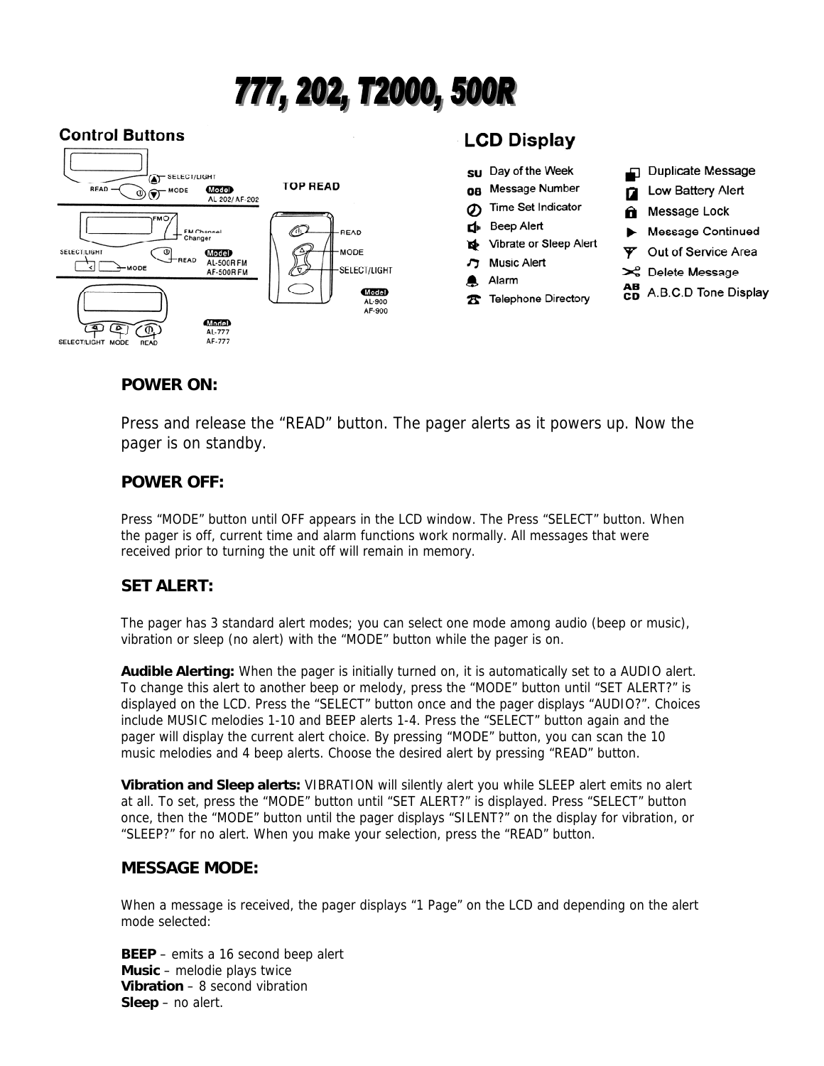# 777, 202, T2000, 500R

## Control Buttons

SELECT/LIGHT
READ
MODE
Model AL 202/AF-202

FM
FM Channel Changer
SELECT/LIGHT
READ
MODE
Model AL-500R FM AF-500R FM

SELECT/LIGHT MODE READ
Model AL-777 AF-777

TOP READ
READ
MODE
SELECT/LIGHT
Model AL-900 AF-900

## LCD Display

| | |
|---|---|
| SU Day of the Week | Duplicate Message |
| 08 Message Number | Low Battery Alert |
| Time Set Indicator | Message Lock |
| Beep Alert | Message Continued |
| Vibrate or Sleep Alert | Out of Service Area |
| Music Alert | Delete Message |
| Alarm | ABCD A.B.C.D Tone Display |
| Telephone Directory | |

### POWER ON:

Press and release the "READ" button. The pager alerts as it powers up. Now the pager is on standby.

### POWER OFF:

Press "MODE" button until OFF appears in the LCD window. The Press "SELECT" button. When the pager is off, current time and alarm functions work normally. All messages that were received prior to turning the unit off will remain in memory.

### SET ALERT:

The pager has 3 standard alert modes; you can select one mode among audio (beep or music), vibration or sleep (no alert) with the "MODE" button while the pager is on.

**Audible Alerting:** When the pager is initially turned on, it is automatically set to a AUDIO alert. To change this alert to another beep or melody, press the "MODE" button until "SET ALERT?" is displayed on the LCD. Press the "SELECT" button once and the pager displays "AUDIO?". Choices include MUSIC melodies 1-10 and BEEP alerts 1-4. Press the "SELECT" button again and the pager will display the current alert choice. By pressing "MODE" button, you can scan the 10 music melodies and 4 beep alerts. Choose the desired alert by pressing "READ" button.

**Vibration and Sleep alerts:** VIBRATION will silently alert you while SLEEP alert emits no alert at all. To set, press the "MODE" button until "SET ALERT?" is displayed. Press "SELECT" button once, then the "MODE" button until the pager displays "SILENT?" on the display for vibration, or "SLEEP?" for no alert. When you make your selection, press the "READ" button.

### MESSAGE MODE:

When a message is received, the pager displays "1 Page" on the LCD and depending on the alert mode selected:

**BEEP** – emits a 16 second beep alert
**Music** – melodie plays twice
**Vibration** – 8 second vibration
**Sleep** – no alert.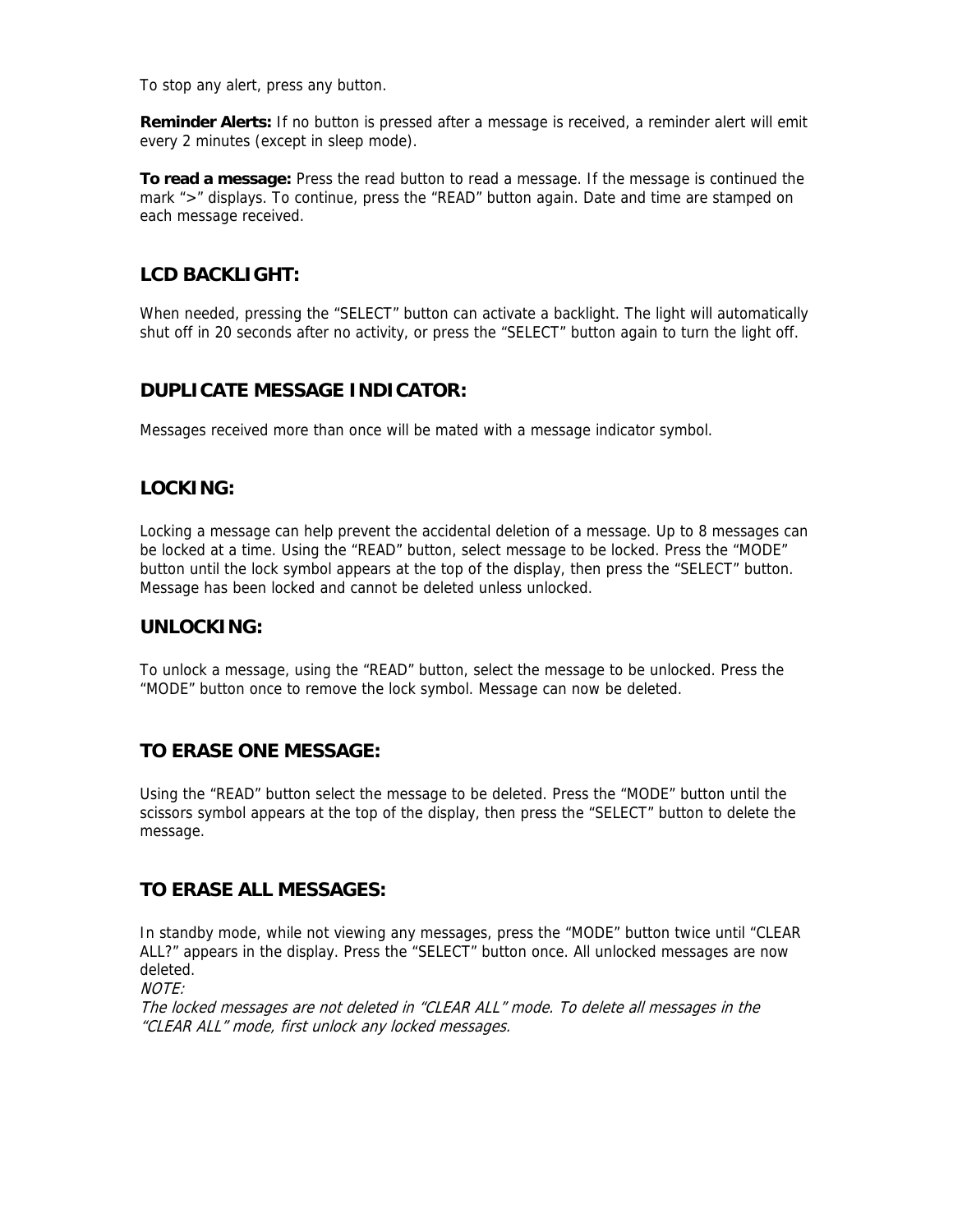To stop any alert, press any button.

**Reminder Alerts:** If no button is pressed after a message is received, a reminder alert will emit every 2 minutes (except in sleep mode).

**To read a message:** Press the read button to read a message. If the message is continued the mark ">" displays. To continue, press the "READ" button again. Date and time are stamped on each message received.

## LCD BACKLIGHT:

When needed, pressing the "SELECT" button can activate a backlight. The light will automatically shut off in 20 seconds after no activity, or press the "SELECT" button again to turn the light off.

## DUPLICATE MESSAGE INDICATOR:

Messages received more than once will be mated with a message indicator symbol.

## LOCKING:

Locking a message can help prevent the accidental deletion of a message. Up to 8 messages can be locked at a time. Using the "READ" button, select message to be locked. Press the "MODE" button until the lock symbol appears at the top of the display, then press the "SELECT" button. Message has been locked and cannot be deleted unless unlocked.

## UNLOCKING:

To unlock a message, using the "READ" button, select the message to be unlocked. Press the "MODE" button once to remove the lock symbol. Message can now be deleted.

## TO ERASE ONE MESSAGE:

Using the "READ" button select the message to be deleted. Press the "MODE" button until the scissors symbol appears at the top of the display, then press the "SELECT" button to delete the message.

## TO ERASE ALL MESSAGES:

In standby mode, while not viewing any messages, press the "MODE" button twice until "CLEAR ALL?" appears in the display. Press the "SELECT" button once. All unlocked messages are now deleted.

*NOTE:*

*The locked messages are not deleted in "CLEAR ALL" mode. To delete all messages in the "CLEAR ALL" mode, first unlock any locked messages.*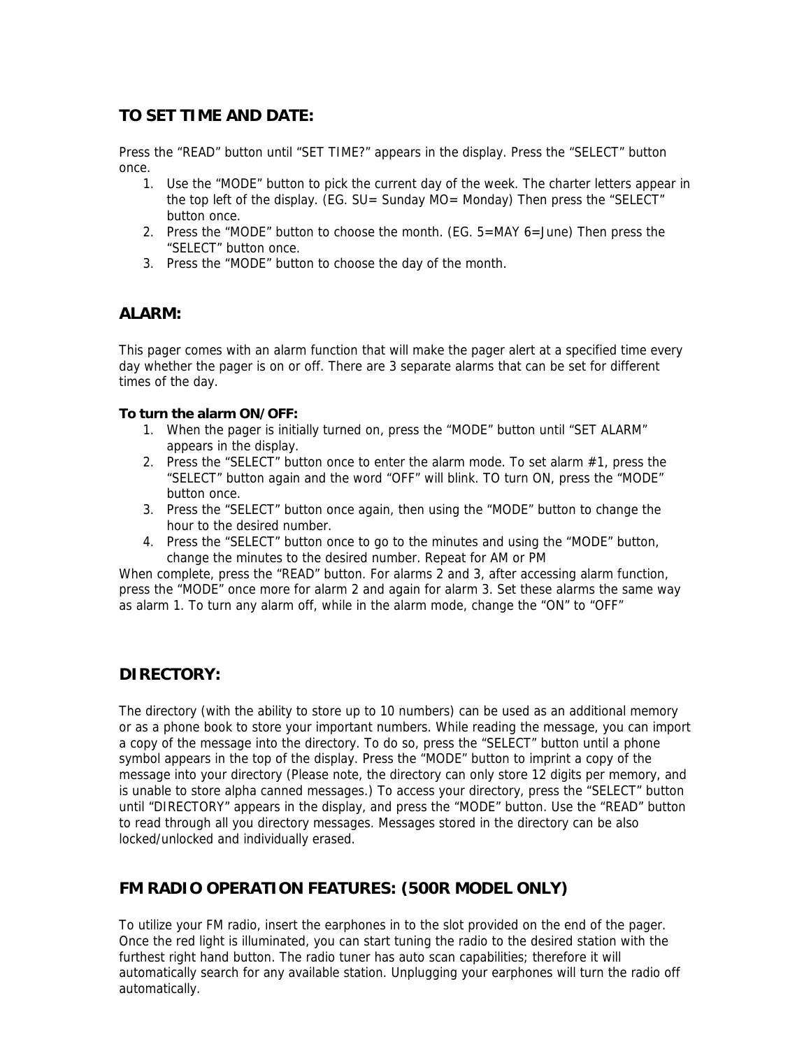## TO SET TIME AND DATE:

Press the "READ" button until "SET TIME?" appears in the display. Press the "SELECT" button once.

1. Use the "MODE" button to pick the current day of the week. The charter letters appear in the top left of the display. (EG. SU= Sunday MO= Monday) Then press the "SELECT" button once.
2. Press the "MODE" button to choose the month. (EG. 5=MAY 6=June) Then press the "SELECT" button once.
3. Press the "MODE" button to choose the day of the month.

## ALARM:

This pager comes with an alarm function that will make the pager alert at a specified time every day whether the pager is on or off. There are 3 separate alarms that can be set for different times of the day.

**To turn the alarm ON/OFF:**

1. When the pager is initially turned on, press the "MODE" button until "SET ALARM" appears in the display.
2. Press the "SELECT" button once to enter the alarm mode. To set alarm #1, press the "SELECT" button again and the word "OFF" will blink. TO turn ON, press the "MODE" button once.
3. Press the "SELECT" button once again, then using the "MODE" button to change the hour to the desired number.
4. Press the "SELECT" button once to go to the minutes and using the "MODE" button, change the minutes to the desired number. Repeat for AM or PM

When complete, press the "READ" button. For alarms 2 and 3, after accessing alarm function, press the "MODE" once more for alarm 2 and again for alarm 3. Set these alarms the same way as alarm 1. To turn any alarm off, while in the alarm mode, change the "ON" to "OFF"

## DIRECTORY:

The directory (with the ability to store up to 10 numbers) can be used as an additional memory or as a phone book to store your important numbers. While reading the message, you can import a copy of the message into the directory. To do so, press the "SELECT" button until a phone symbol appears in the top of the display. Press the "MODE" button to imprint a copy of the message into your directory (Please note, the directory can only store 12 digits per memory, and is unable to store alpha canned messages.) To access your directory, press the "SELECT" button until "DIRECTORY" appears in the display, and press the "MODE" button. Use the "READ" button to read through all you directory messages. Messages stored in the directory can be also locked/unlocked and individually erased.

## FM RADIO OPERATION FEATURES: (500R MODEL ONLY)

To utilize your FM radio, insert the earphones in to the slot provided on the end of the pager. Once the red light is illuminated, you can start tuning the radio to the desired station with the furthest right hand button. The radio tuner has auto scan capabilities; therefore it will automatically search for any available station. Unplugging your earphones will turn the radio off automatically.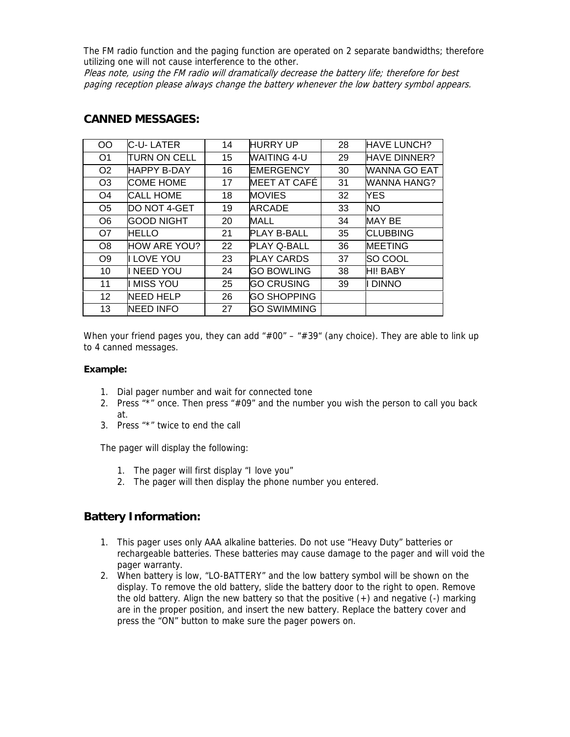The FM radio function and the paging function are operated on 2 separate bandwidths; therefore utilizing one will not cause interference to the other.
*Pleas note, using the FM radio will dramatically decrease the battery life; therefore for best paging reception please always change the battery whenever the low battery symbol appears.*

## CANNED MESSAGES:

| | | | | | | | |
|---|---|---|---|---|---|---|---|
| OO | C-U- LATER | 14 | HURRY UP | 28 | HAVE LUNCH? |
| O1 | TURN ON CELL | 15 | WAITING 4-U | 29 | HAVE DINNER? |
| O2 | HAPPY B-DAY | 16 | EMERGENCY | 30 | WANNA GO EAT |
| O3 | COME HOME | 17 | MEET AT CAFÉ | 31 | WANNA HANG? |
| O4 | CALL HOME | 18 | MOVIES | 32 | YES |
| O5 | DO NOT 4-GET | 19 | ARCADE | 33 | NO |
| O6 | GOOD NIGHT | 20 | MALL | 34 | MAY BE |
| O7 | HELLO | 21 | PLAY B-BALL | 35 | CLUBBING |
| O8 | HOW ARE YOU? | 22 | PLAY Q-BALL | 36 | MEETING |
| O9 | I LOVE YOU | 23 | PLAY CARDS | 37 | SO COOL |
| 10 | I NEED YOU | 24 | GO BOWLING | 38 | HI! BABY |
| 11 | I MISS YOU | 25 | GO CRUSING | 39 | I DINNO |
| 12 | NEED HELP | 26 | GO SHOPPING | | |
| 13 | NEED INFO | 27 | GO SWIMMING | | |

When your friend pages you, they can add "#00" – "#39" (any choice). They are able to link up to 4 canned messages.

**Example:**

1. Dial pager number and wait for connected tone
2. Press "*" once. Then press "#09" and the number you wish the person to call you back at.
3. Press "*" twice to end the call

The pager will display the following:

1. The pager will first display "I love you"
2. The pager will then display the phone number you entered.

## Battery Information:

1. This pager uses only AAA alkaline batteries. Do not use "Heavy Duty" batteries or rechargeable batteries. These batteries may cause damage to the pager and will void the pager warranty.
2. When battery is low, "LO-BATTERY" and the low battery symbol will be shown on the display. To remove the old battery, slide the battery door to the right to open. Remove the old battery. Align the new battery so that the positive (+) and negative (-) marking are in the proper position, and insert the new battery. Replace the battery cover and press the "ON" button to make sure the pager powers on.